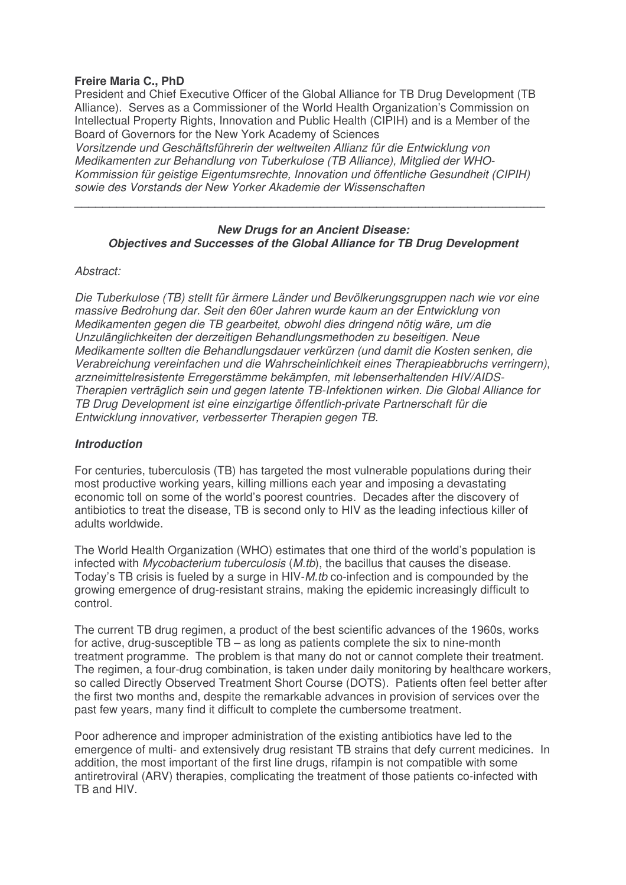**Freire Maria C., PhD**

President and Chief Executive Officer of the Global Alliance for TB Drug Development (TB Alliance). Serves as a Commissioner of the World Health Organization's Commission on Intellectual Property Rights, Innovation and Public Health (CIPIH) and is a Member of the Board of Governors for the New York Academy of Sciences

*Vorsitzende und Geschäftsführerin der weltweiten Allianz für die Entwicklung von Medikamenten zur Behandlung von Tuberkulose (TB Alliance), Mitglied der WHO-Kommission für geistige Eigentumsrechte, Innovation und öffentliche Gesundheit (CIPIH) sowie des Vorstands der New Yorker Akademie der Wissenschaften*

---

## *New Drugs for an Ancient Disease: Objectives and Successes of the Global Alliance for TB Drug Development*

*Abstract:*

*Die Tuberkulose (TB) stellt für ärmere Länder und Bevölkerungsgruppen nach wie vor eine massive Bedrohung dar. Seit den 60er Jahren wurde kaum an der Entwicklung von Medikamenten gegen die TB gearbeitet, obwohl dies dringend nötig wäre, um die Unzulänglichkeiten der derzeitigen Behandlungsmethoden zu beseitigen. Neue Medikamente sollten die Behandlungsdauer verkürzen (und damit die Kosten senken, die Verabreichung vereinfachen und die Wahrscheinlichkeit eines Therapieabbruchs verringern), arzneimittelresistente Erregerstämme bekämpfen, mit lebenserhaltenden HIV/AIDS-Therapien verträglich sein und gegen latente TB-Infektionen wirken. Die Global Alliance for TB Drug Development ist eine einzigartige öffentlich-private Partnerschaft für die Entwicklung innovativer, verbesserter Therapien gegen TB.*

### *Introduction*

For centuries, tuberculosis (TB) has targeted the most vulnerable populations during their most productive working years, killing millions each year and imposing a devastating economic toll on some of the world's poorest countries. Decades after the discovery of antibiotics to treat the disease, TB is second only to HIV as the leading infectious killer of adults worldwide.

The World Health Organization (WHO) estimates that one third of the world's population is infected with *Mycobacterium tuberculosis* (*M.tb*), the bacillus that causes the disease. Today's TB crisis is fueled by a surge in HIV-*M.tb* co-infection and is compounded by the growing emergence of drug-resistant strains, making the epidemic increasingly difficult to control.

The current TB drug regimen, a product of the best scientific advances of the 1960s, works for active, drug-susceptible TB – as long as patients complete the six to nine-month treatment programme. The problem is that many do not or cannot complete their treatment. The regimen, a four-drug combination, is taken under daily monitoring by healthcare workers, so called Directly Observed Treatment Short Course (DOTS). Patients often feel better after the first two months and, despite the remarkable advances in provision of services over the past few years, many find it difficult to complete the cumbersome treatment.

Poor adherence and improper administration of the existing antibiotics have led to the emergence of multi- and extensively drug resistant TB strains that defy current medicines. In addition, the most important of the first line drugs, rifampin is not compatible with some antiretroviral (ARV) therapies, complicating the treatment of those patients co-infected with TB and HIV.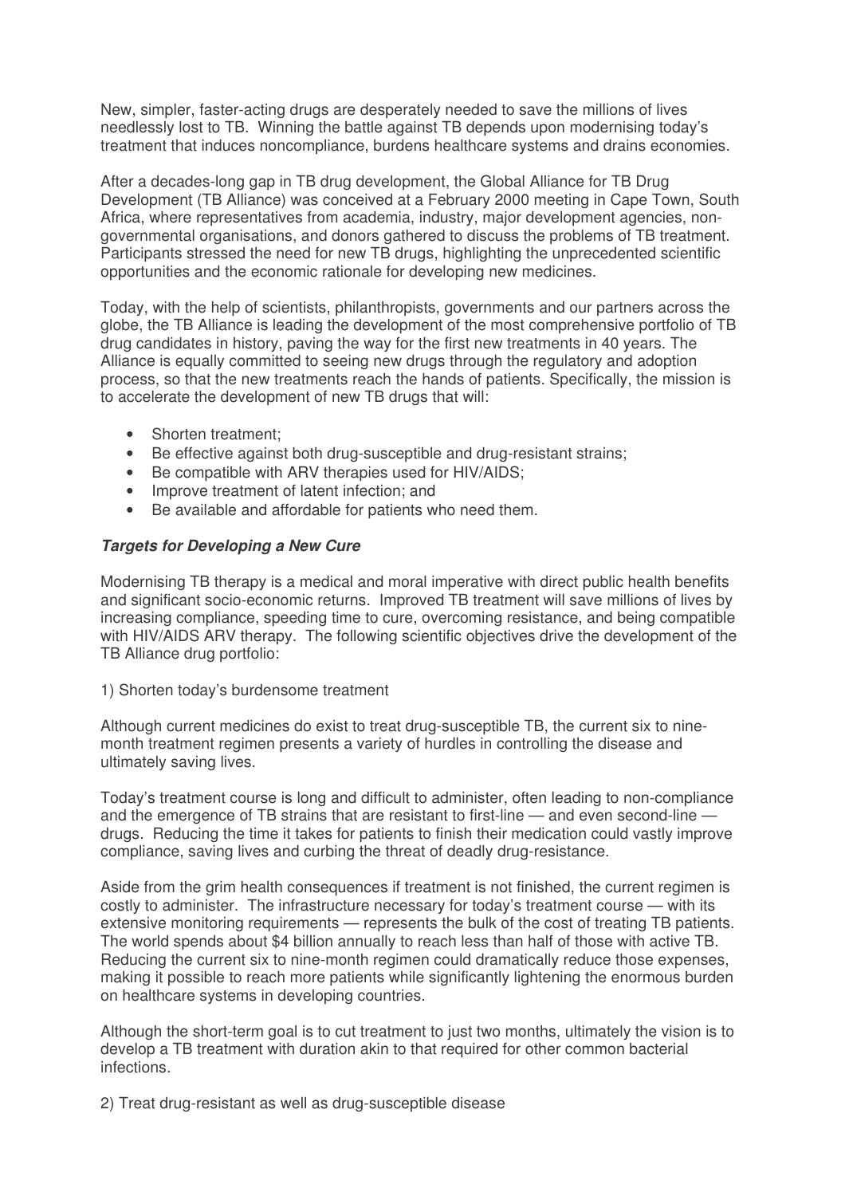New, simpler, faster-acting drugs are desperately needed to save the millions of lives needlessly lost to TB. Winning the battle against TB depends upon modernising today's treatment that induces noncompliance, burdens healthcare systems and drains economies.

After a decades-long gap in TB drug development, the Global Alliance for TB Drug Development (TB Alliance) was conceived at a February 2000 meeting in Cape Town, South Africa, where representatives from academia, industry, major development agencies, non-governmental organisations, and donors gathered to discuss the problems of TB treatment. Participants stressed the need for new TB drugs, highlighting the unprecedented scientific opportunities and the economic rationale for developing new medicines.

Today, with the help of scientists, philanthropists, governments and our partners across the globe, the TB Alliance is leading the development of the most comprehensive portfolio of TB drug candidates in history, paving the way for the first new treatments in 40 years. The Alliance is equally committed to seeing new drugs through the regulatory and adoption process, so that the new treatments reach the hands of patients. Specifically, the mission is to accelerate the development of new TB drugs that will:

- Shorten treatment;
- Be effective against both drug-susceptible and drug-resistant strains;
- Be compatible with ARV therapies used for HIV/AIDS;
- Improve treatment of latent infection; and
- Be available and affordable for patients who need them.

***Targets for Developing a New Cure***

Modernising TB therapy is a medical and moral imperative with direct public health benefits and significant socio-economic returns. Improved TB treatment will save millions of lives by increasing compliance, speeding time to cure, overcoming resistance, and being compatible with HIV/AIDS ARV therapy. The following scientific objectives drive the development of the TB Alliance drug portfolio:

1) Shorten today's burdensome treatment

Although current medicines do exist to treat drug-susceptible TB, the current six to nine-month treatment regimen presents a variety of hurdles in controlling the disease and ultimately saving lives.

Today's treatment course is long and difficult to administer, often leading to non-compliance and the emergence of TB strains that are resistant to first-line — and even second-line — drugs. Reducing the time it takes for patients to finish their medication could vastly improve compliance, saving lives and curbing the threat of deadly drug-resistance.

Aside from the grim health consequences if treatment is not finished, the current regimen is costly to administer. The infrastructure necessary for today's treatment course — with its extensive monitoring requirements — represents the bulk of the cost of treating TB patients. The world spends about $4 billion annually to reach less than half of those with active TB. Reducing the current six to nine-month regimen could dramatically reduce those expenses, making it possible to reach more patients while significantly lightening the enormous burden on healthcare systems in developing countries.

Although the short-term goal is to cut treatment to just two months, ultimately the vision is to develop a TB treatment with duration akin to that required for other common bacterial infections.

2) Treat drug-resistant as well as drug-susceptible disease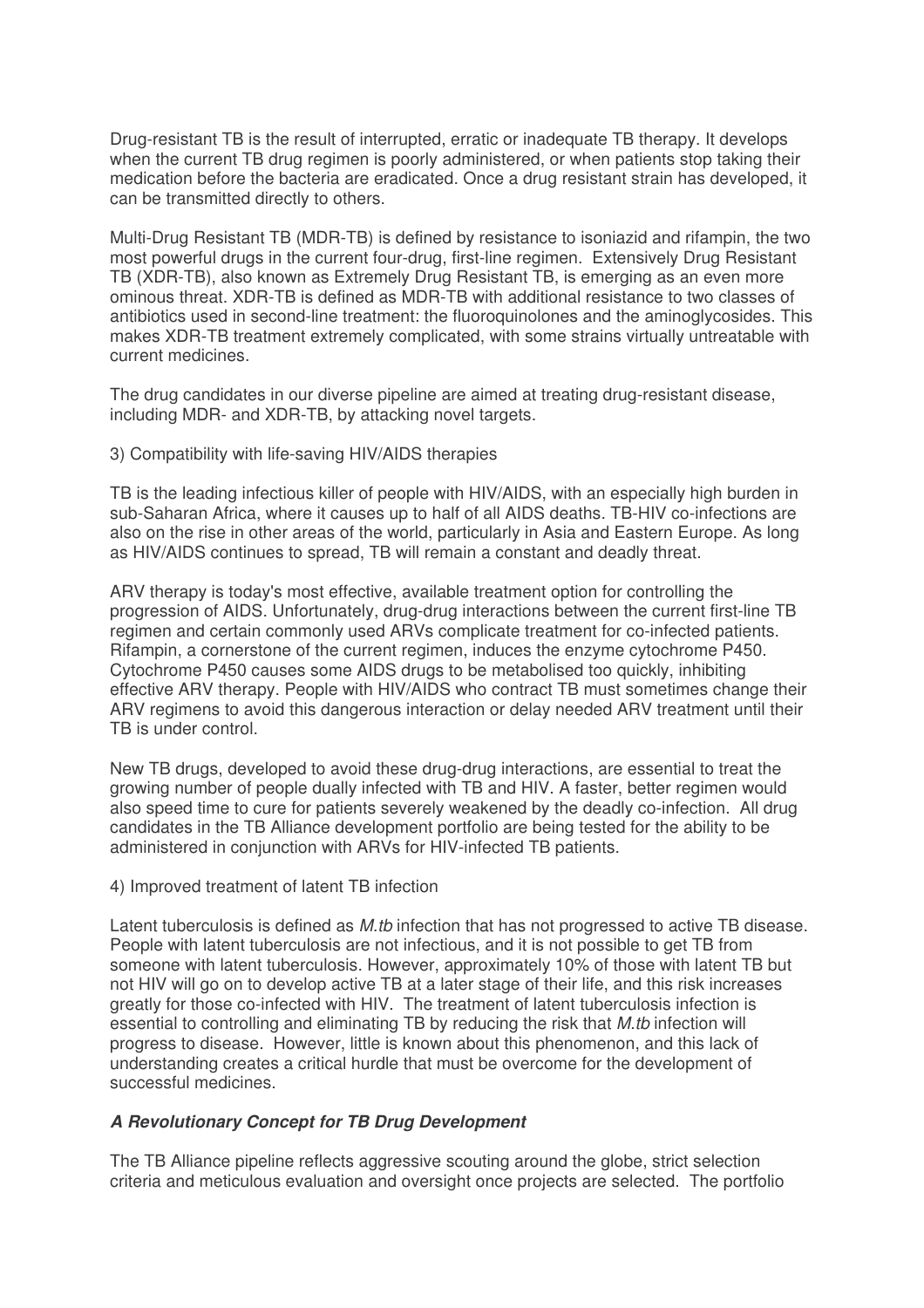Drug-resistant TB is the result of interrupted, erratic or inadequate TB therapy. It develops when the current TB drug regimen is poorly administered, or when patients stop taking their medication before the bacteria are eradicated. Once a drug resistant strain has developed, it can be transmitted directly to others.

Multi-Drug Resistant TB (MDR-TB) is defined by resistance to isoniazid and rifampin, the two most powerful drugs in the current four-drug, first-line regimen. Extensively Drug Resistant TB (XDR-TB), also known as Extremely Drug Resistant TB, is emerging as an even more ominous threat. XDR-TB is defined as MDR-TB with additional resistance to two classes of antibiotics used in second-line treatment: the fluoroquinolones and the aminoglycosides. This makes XDR-TB treatment extremely complicated, with some strains virtually untreatable with current medicines.

The drug candidates in our diverse pipeline are aimed at treating drug-resistant disease, including MDR- and XDR-TB, by attacking novel targets.

3) Compatibility with life-saving HIV/AIDS therapies

TB is the leading infectious killer of people with HIV/AIDS, with an especially high burden in sub-Saharan Africa, where it causes up to half of all AIDS deaths. TB-HIV co-infections are also on the rise in other areas of the world, particularly in Asia and Eastern Europe. As long as HIV/AIDS continues to spread, TB will remain a constant and deadly threat.

ARV therapy is today's most effective, available treatment option for controlling the progression of AIDS. Unfortunately, drug-drug interactions between the current first-line TB regimen and certain commonly used ARVs complicate treatment for co-infected patients. Rifampin, a cornerstone of the current regimen, induces the enzyme cytochrome P450. Cytochrome P450 causes some AIDS drugs to be metabolised too quickly, inhibiting effective ARV therapy. People with HIV/AIDS who contract TB must sometimes change their ARV regimens to avoid this dangerous interaction or delay needed ARV treatment until their TB is under control.

New TB drugs, developed to avoid these drug-drug interactions, are essential to treat the growing number of people dually infected with TB and HIV. A faster, better regimen would also speed time to cure for patients severely weakened by the deadly co-infection. All drug candidates in the TB Alliance development portfolio are being tested for the ability to be administered in conjunction with ARVs for HIV-infected TB patients.

4) Improved treatment of latent TB infection

Latent tuberculosis is defined as *M.tb* infection that has not progressed to active TB disease. People with latent tuberculosis are not infectious, and it is not possible to get TB from someone with latent tuberculosis. However, approximately 10% of those with latent TB but not HIV will go on to develop active TB at a later stage of their life, and this risk increases greatly for those co-infected with HIV. The treatment of latent tuberculosis infection is essential to controlling and eliminating TB by reducing the risk that *M.tb* infection will progress to disease. However, little is known about this phenomenon, and this lack of understanding creates a critical hurdle that must be overcome for the development of successful medicines.

***A Revolutionary Concept for TB Drug Development***

The TB Alliance pipeline reflects aggressive scouting around the globe, strict selection criteria and meticulous evaluation and oversight once projects are selected. The portfolio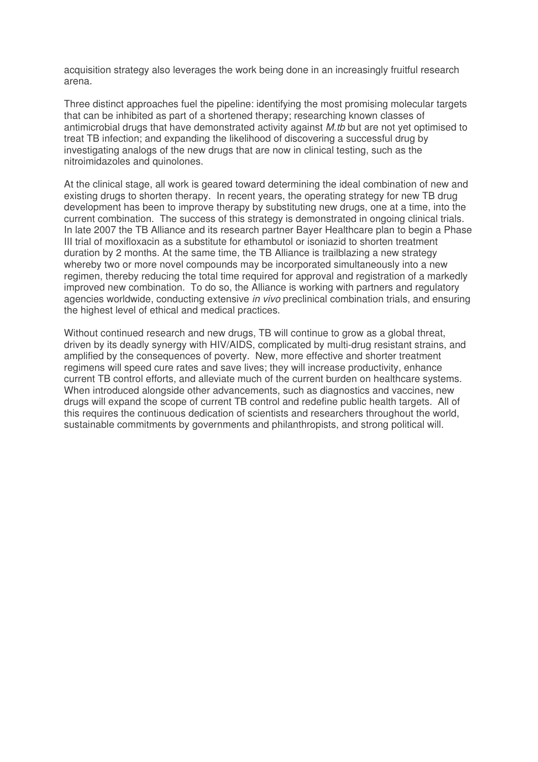acquisition strategy also leverages the work being done in an increasingly fruitful research arena.

Three distinct approaches fuel the pipeline: identifying the most promising molecular targets that can be inhibited as part of a shortened therapy; researching known classes of antimicrobial drugs that have demonstrated activity against *M.tb* but are not yet optimised to treat TB infection; and expanding the likelihood of discovering a successful drug by investigating analogs of the new drugs that are now in clinical testing, such as the nitroimidazoles and quinolones.

At the clinical stage, all work is geared toward determining the ideal combination of new and existing drugs to shorten therapy. In recent years, the operating strategy for new TB drug development has been to improve therapy by substituting new drugs, one at a time, into the current combination. The success of this strategy is demonstrated in ongoing clinical trials. In late 2007 the TB Alliance and its research partner Bayer Healthcare plan to begin a Phase III trial of moxifloxacin as a substitute for ethambutol or isoniazid to shorten treatment duration by 2 months. At the same time, the TB Alliance is trailblazing a new strategy whereby two or more novel compounds may be incorporated simultaneously into a new regimen, thereby reducing the total time required for approval and registration of a markedly improved new combination. To do so, the Alliance is working with partners and regulatory agencies worldwide, conducting extensive *in vivo* preclinical combination trials, and ensuring the highest level of ethical and medical practices.

Without continued research and new drugs, TB will continue to grow as a global threat, driven by its deadly synergy with HIV/AIDS, complicated by multi-drug resistant strains, and amplified by the consequences of poverty. New, more effective and shorter treatment regimens will speed cure rates and save lives; they will increase productivity, enhance current TB control efforts, and alleviate much of the current burden on healthcare systems. When introduced alongside other advancements, such as diagnostics and vaccines, new drugs will expand the scope of current TB control and redefine public health targets. All of this requires the continuous dedication of scientists and researchers throughout the world, sustainable commitments by governments and philanthropists, and strong political will.